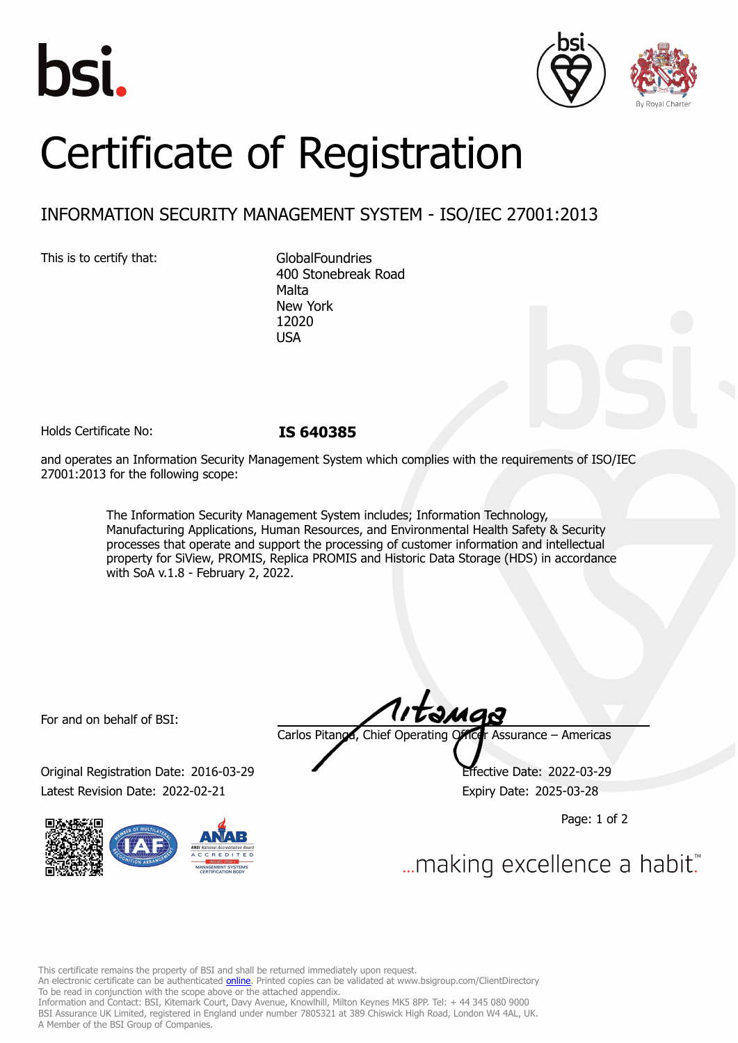# Certificate of Registration

## INFORMATION SECURITY MANAGEMENT SYSTEM - ISO/IEC 27001:2013

This is to certify that:

GlobalFoundries
400 Stonebreak Road
Malta
New York
12020
USA

Holds Certificate No: **IS 640385**

and operates an Information Security Management System which complies with the requirements of ISO/IEC 27001:2013 for the following scope:

> The Information Security Management System includes; Information Technology, Manufacturing Applications, Human Resources, and Environmental Health Safety & Security processes that operate and support the processing of customer information and intellectual property for SiView, PROMIS, Replica PROMIS and Historic Data Storage (HDS) in accordance with SoA v.1.8 - February 2, 2022.

For and on behalf of BSI:

Carlos Pitanga, Chief Operating Officer Assurance – Americas

Original Registration Date: 2016-03-29
Latest Revision Date: 2022-02-21

Effective Date: 2022-03-29
Expiry Date: 2025-03-28

...making excellence a habit.™

This certificate remains the property of BSI and shall be returned immediately upon request.
An electronic certificate can be authenticated online. Printed copies can be validated at www.bsigroup.com/ClientDirectory
To be read in conjunction with the scope above or the attached appendix.
Information and Contact: BSI, Kitemark Court, Davy Avenue, Knowlhill, Milton Keynes MK5 8PP. Tel: + 44 345 080 9000
BSI Assurance UK Limited, registered in England under number 7805321 at 389 Chiswick High Road, London W4 4AL, UK.
A Member of the BSI Group of Companies.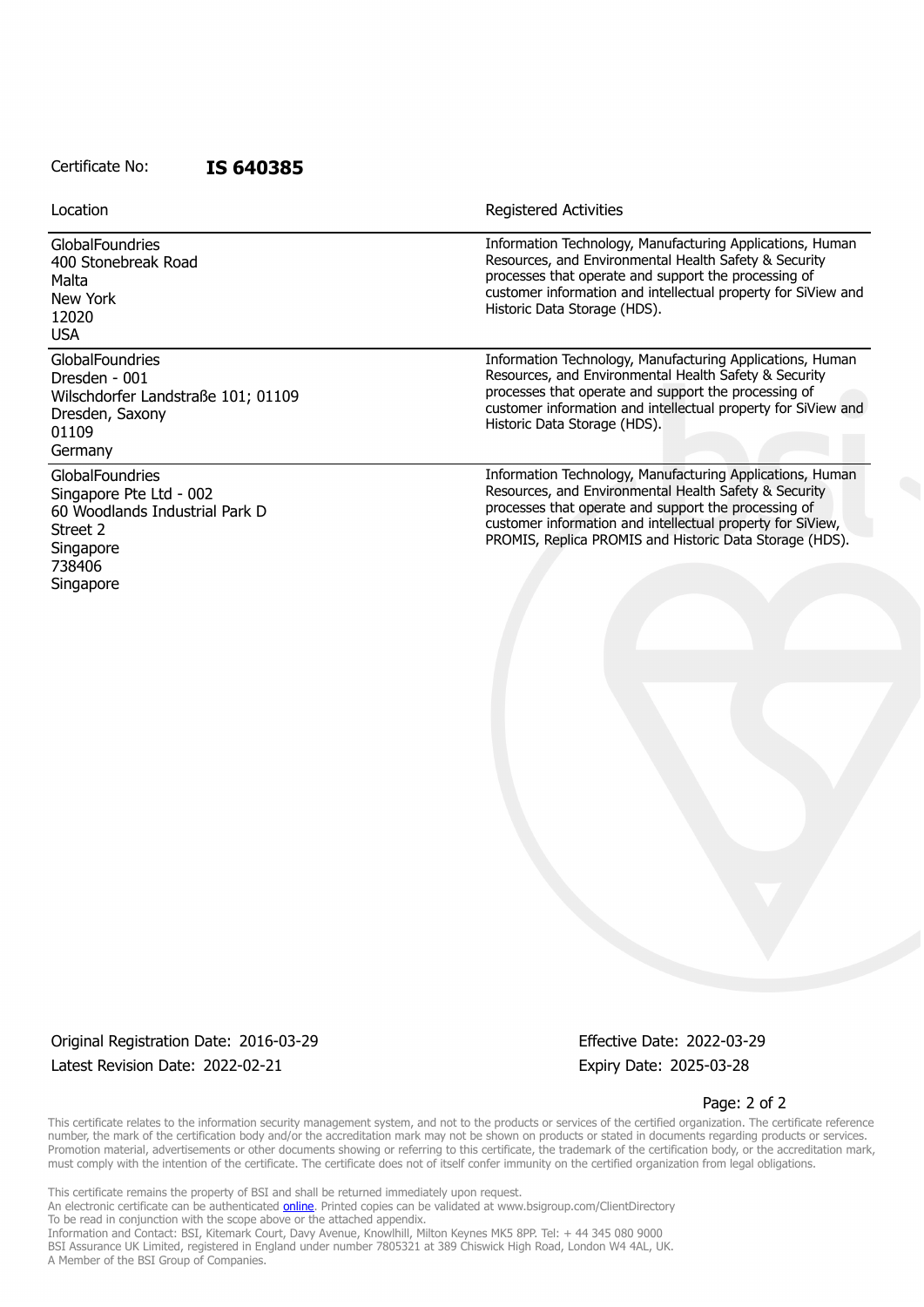Certificate No: **IS 640385**

| Location | Registered Activities |
|---|---|
| GlobalFoundries<br>400 Stonebreak Road<br>Malta<br>New York<br>12020<br>USA | Information Technology, Manufacturing Applications, Human Resources, and Environmental Health Safety & Security processes that operate and support the processing of customer information and intellectual property for SiView and Historic Data Storage (HDS). |
| GlobalFoundries<br>Dresden - 001<br>Wilschdorfer Landstraße 101; 01109<br>Dresden, Saxony<br>01109<br>Germany | Information Technology, Manufacturing Applications, Human Resources, and Environmental Health Safety & Security processes that operate and support the processing of customer information and intellectual property for SiView and Historic Data Storage (HDS). |
| GlobalFoundries<br>Singapore Pte Ltd - 002<br>60 Woodlands Industrial Park D<br>Street 2<br>Singapore<br>738406<br>Singapore | Information Technology, Manufacturing Applications, Human Resources, and Environmental Health Safety & Security processes that operate and support the processing of customer information and intellectual property for SiView, PROMIS, Replica PROMIS and Historic Data Storage (HDS). |

Original Registration Date: 2016-03-29

Latest Revision Date: 2022-02-21

Effective Date: 2022-03-29

Expiry Date: 2025-03-28

This certificate relates to the information security management system, and not to the products or services of the certified organization. The certificate reference number, the mark of the certification body and/or the accreditation mark may not be shown on products or stated in documents regarding products or services. Promotion material, advertisements or other documents showing or referring to this certificate, the trademark of the certification body, or the accreditation mark, must comply with the intention of the certificate. The certificate does not of itself confer immunity on the certified organization from legal obligations.

This certificate remains the property of BSI and shall be returned immediately upon request.
An electronic certificate can be authenticated online. Printed copies can be validated at www.bsigroup.com/ClientDirectory
To be read in conjunction with the scope above or the attached appendix.
Information and Contact: BSI, Kitemark Court, Davy Avenue, Knowlhill, Milton Keynes MK5 8PP. Tel: + 44 345 080 9000
BSI Assurance UK Limited, registered in England under number 7805321 at 389 Chiswick High Road, London W4 4AL, UK.
A Member of the BSI Group of Companies.